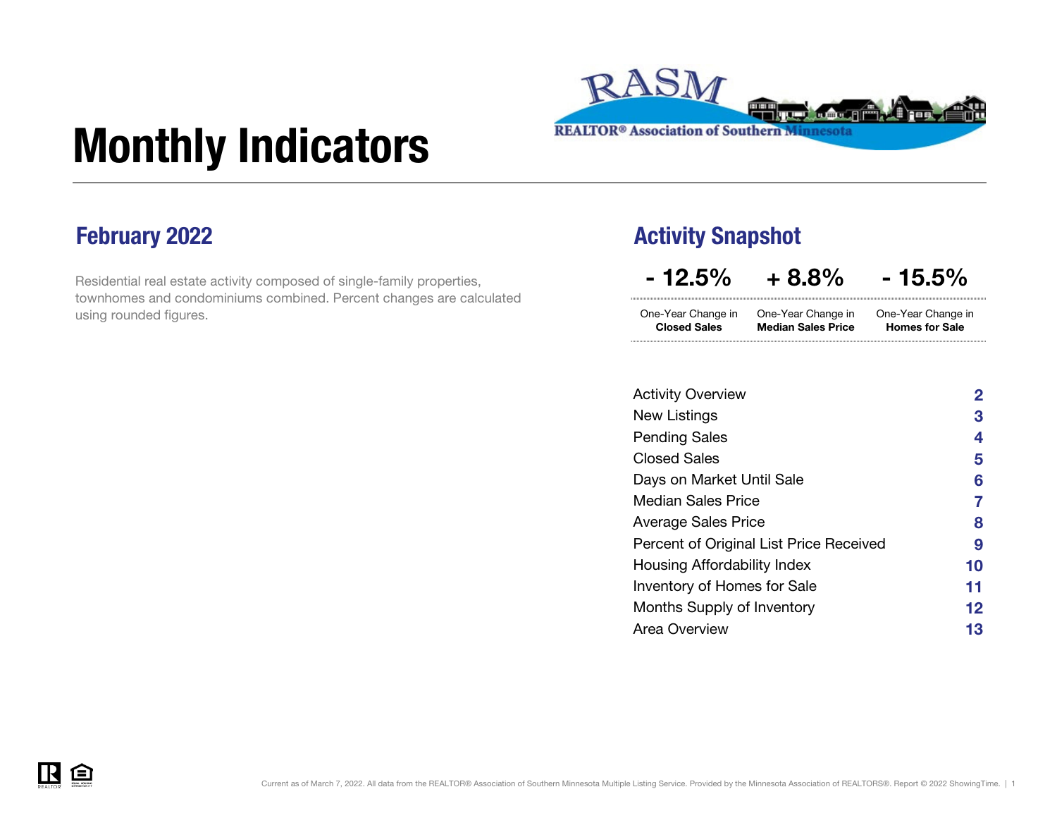# Monthly Indicators

REALTOR® Association of Southern Minnesota

## February 2022

Residential real estate activity composed of single-family properties, townhomes and condominiums combined. Percent changes are calculated using rounded figures.

## Activity Snapshot

| - 12.5% | + 8.8% | - 15.5% |
|---|---|---|
| One-Year Change in **Closed Sales** | One-Year Change in **Median Sales Price** | One-Year Change in **Homes for Sale** |

| | |
|---|---|
| Activity Overview | 2 |
| New Listings | 3 |
| Pending Sales | 4 |
| Closed Sales | 5 |
| Days on Market Until Sale | 6 |
| Median Sales Price | 7 |
| Average Sales Price | 8 |
| Percent of Original List Price Received | 9 |
| Housing Affordability Index | 10 |
| Inventory of Homes for Sale | 11 |
| Months Supply of Inventory | 12 |
| Area Overview | 13 |

Current as of March 7, 2022. All data from the REALTOR® Association of Southern Minnesota Multiple Listing Service. Provided by the Minnesota Association of REALTORS®. Report © 2022 ShowingTime.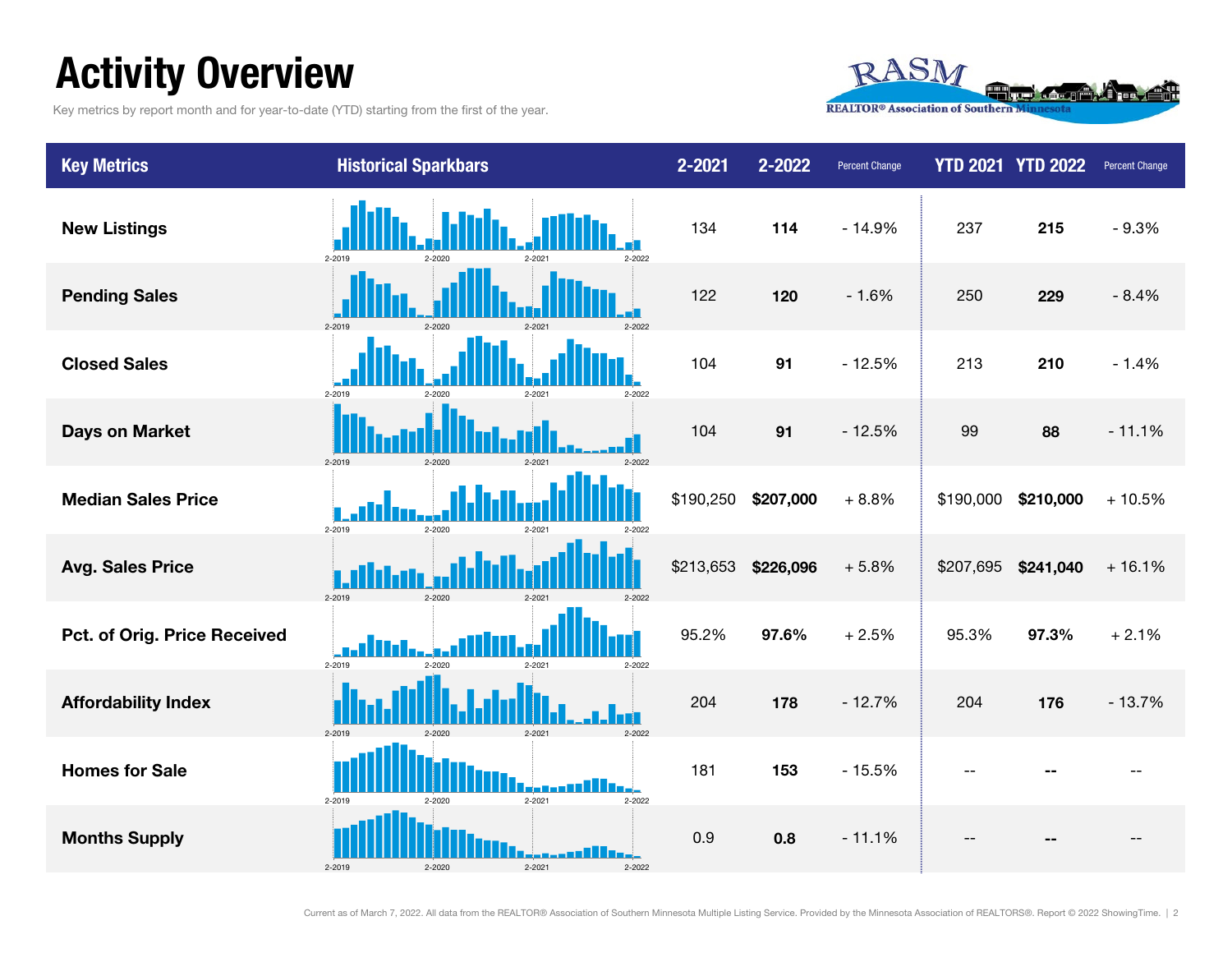# Activity Overview

Key metrics by report month and for year-to-date (YTD) starting from the first of the year.

| Key Metrics | Historical Sparkbars | 2-2021 | 2-2022 | Percent Change | YTD 2021 | YTD 2022 | Percent Change |
|---|---|---|---|---|---|---|---|
| New Listings | 2-2019 2-2020 2-2021 2-2022 | 134 | **114** | - 14.9% | 237 | **215** | - 9.3% |
| Pending Sales | 2-2019 2-2020 2-2021 2-2022 | 122 | **120** | - 1.6% | 250 | **229** | - 8.4% |
| Closed Sales | 2-2019 2-2020 2-2021 2-2022 | 104 | **91** | - 12.5% | 213 | **210** | - 1.4% |
| Days on Market | 2-2019 2-2020 2-2021 2-2022 | 104 | **91** | - 12.5% | 99 | **88** | - 11.1% |
| Median Sales Price | 2-2019 2-2020 2-2021 2-2022 | $190,250 | **$207,000** | + 8.8% | $190,000 | **$210,000** | + 10.5% |
| Avg. Sales Price | 2-2019 2-2020 2-2021 2-2022 | $213,653 | **$226,096** | + 5.8% | $207,695 | **$241,040** | + 16.1% |
| Pct. of Orig. Price Received | 2-2019 2-2020 2-2021 2-2022 | 95.2% | **97.6%** | + 2.5% | 95.3% | **97.3%** | + 2.1% |
| Affordability Index | 2-2019 2-2020 2-2021 2-2022 | 204 | **178** | - 12.7% | 204 | **176** | - 13.7% |
| Homes for Sale | 2-2019 2-2020 2-2021 2-2022 | 181 | **153** | - 15.5% | -- | **--** | -- |
| Months Supply | 2-2019 2-2020 2-2021 2-2022 | 0.9 | **0.8** | - 11.1% | -- | **--** | -- |

Current as of March 7, 2022. All data from the REALTOR® Association of Southern Minnesota Multiple Listing Service. Provided by the Minnesota Association of REALTORS®. Report © 2022 ShowingTime.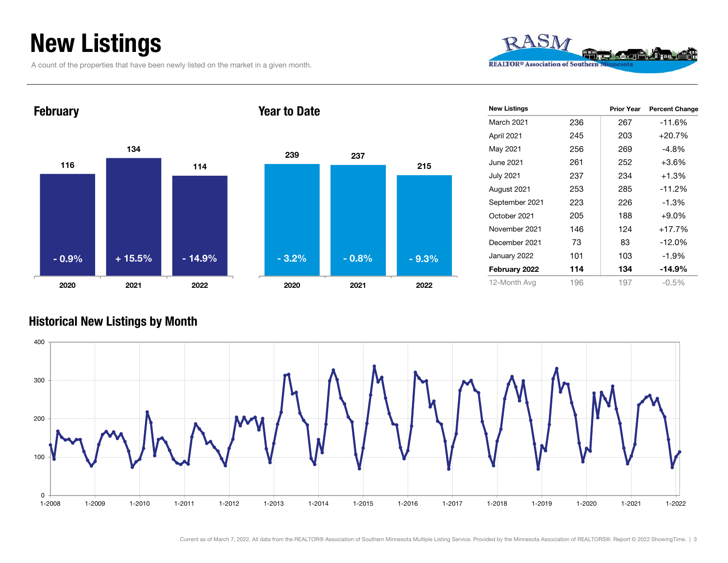# New Listings

A count of the properties that have been newly listed on the market in a given month.

### February

| Year | New Listings | Change |
|---|---|---|
| 2020 | 116 | - 0.9% |
| 2021 | 134 | + 15.5% |
| 2022 | 114 | - 14.9% |

### Year to Date

| Year | New Listings | Change |
|---|---|---|
| 2020 | 239 | - 3.2% |
| 2021 | 237 | - 0.8% |
| 2022 | 215 | - 9.3% |

| New Listings | | Prior Year | Percent Change |
|---|---|---|---|
| March 2021 | 236 | 267 | -11.6% |
| April 2021 | 245 | 203 | +20.7% |
| May 2021 | 256 | 269 | -4.8% |
| June 2021 | 261 | 252 | +3.6% |
| July 2021 | 237 | 234 | +1.3% |
| August 2021 | 253 | 285 | -11.2% |
| September 2021 | 223 | 226 | -1.3% |
| October 2021 | 205 | 188 | +9.0% |
| November 2021 | 146 | 124 | +17.7% |
| December 2021 | 73 | 83 | -12.0% |
| January 2022 | 101 | 103 | -1.9% |
| **February 2022** | **114** | **134** | **-14.9%** |
| 12-Month Avg | 196 | 197 | -0.5% |

### Historical New Listings by Month

Current as of March 7, 2022. All data from the REALTOR® Association of Southern Minnesota Multiple Listing Service. Provided by the Minnesota Association of REALTORS®. Report © 2022 ShowingTime.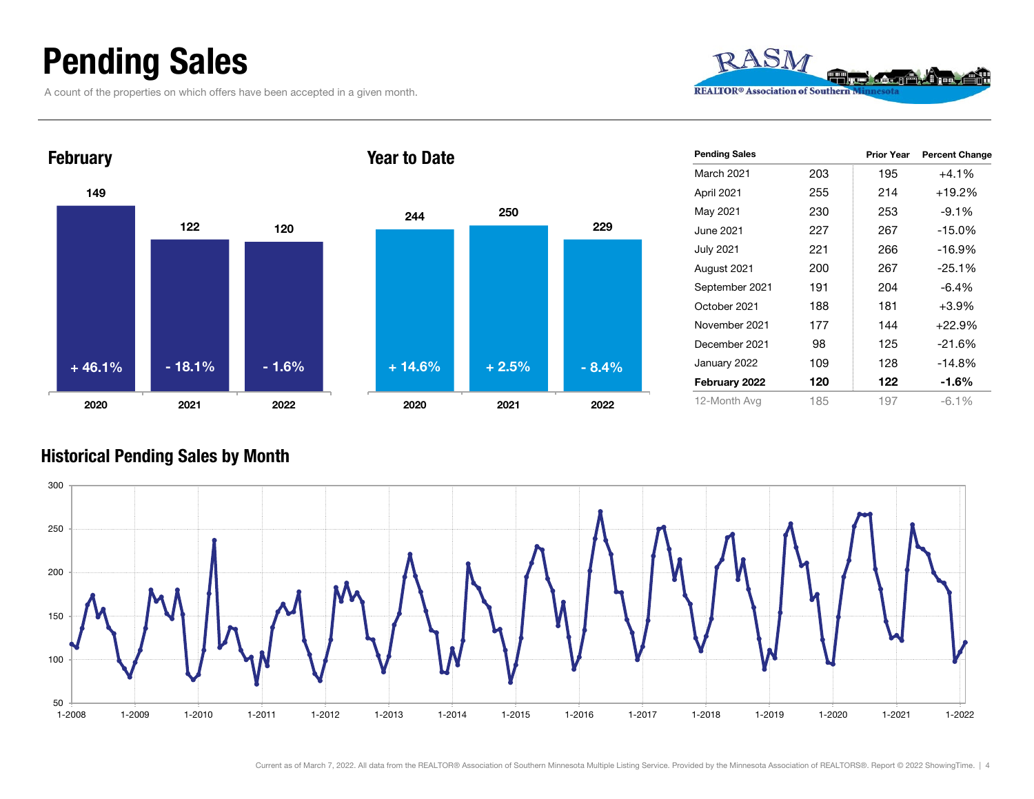# Pending Sales

A count of the properties on which offers have been accepted in a given month.

## February

| | 2020 | 2021 | 2022 |
|---|---|---|---|
| Pending Sales | 149 | 122 | 120 |
| Change | + 46.1% | - 18.1% | - 1.6% |

## Year to Date

| | 2020 | 2021 | 2022 |
|---|---|---|---|
| Pending Sales | 244 | 250 | 229 |
| Change | + 14.6% | + 2.5% | - 8.4% |

| Pending Sales | | Prior Year | Percent Change |
|---|---|---|---|
| March 2021 | 203 | 195 | +4.1% |
| April 2021 | 255 | 214 | +19.2% |
| May 2021 | 230 | 253 | -9.1% |
| June 2021 | 227 | 267 | -15.0% |
| July 2021 | 221 | 266 | -16.9% |
| August 2021 | 200 | 267 | -25.1% |
| September 2021 | 191 | 204 | -6.4% |
| October 2021 | 188 | 181 | +3.9% |
| November 2021 | 177 | 144 | +22.9% |
| December 2021 | 98 | 125 | -21.6% |
| January 2022 | 109 | 128 | -14.8% |
| **February 2022** | **120** | **122** | **-1.6%** |
| 12-Month Avg | 185 | 197 | -6.1% |

## Historical Pending Sales by Month

Current as of March 7, 2022. All data from the REALTOR® Association of Southern Minnesota Multiple Listing Service. Provided by the Minnesota Association of REALTORS®. Report © 2022 ShowingTime.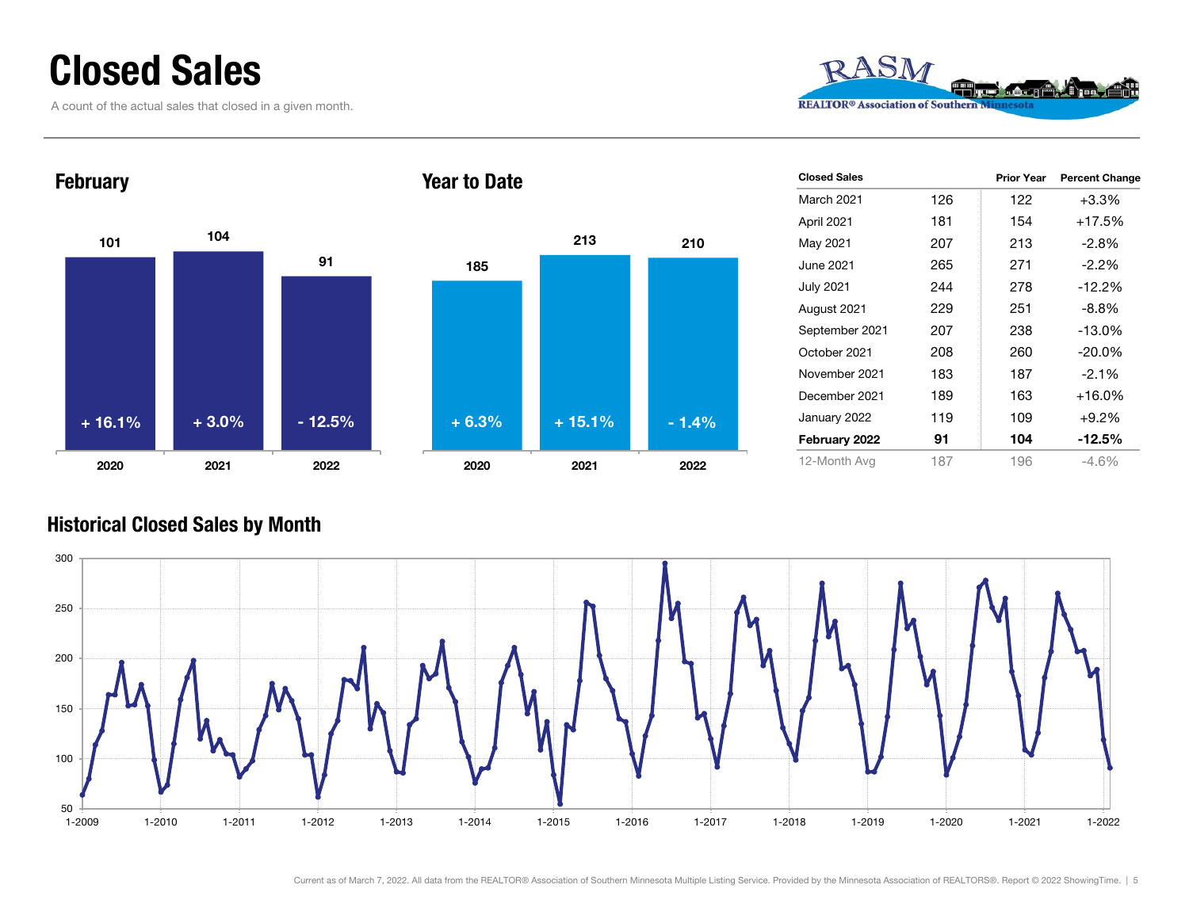# Closed Sales

A count of the actual sales that closed in a given month.

RASM REALTOR® Association of Southern Minnesota

## February

| | 2020 | 2021 | 2022 |
|---|---|---|---|
| Closed Sales | 101 | 104 | 91 |
| Change | + 16.1% | + 3.0% | - 12.5% |

## Year to Date

| | 2020 | 2021 | 2022 |
|---|---|---|---|
| Closed Sales | 185 | 213 | 210 |
| Change | + 6.3% | + 15.1% | - 1.4% |

| Closed Sales | | Prior Year | Percent Change |
|---|---|---|---|
| March 2021 | 126 | 122 | +3.3% |
| April 2021 | 181 | 154 | +17.5% |
| May 2021 | 207 | 213 | -2.8% |
| June 2021 | 265 | 271 | -2.2% |
| July 2021 | 244 | 278 | -12.2% |
| August 2021 | 229 | 251 | -8.8% |
| September 2021 | 207 | 238 | -13.0% |
| October 2021 | 208 | 260 | -20.0% |
| November 2021 | 183 | 187 | -2.1% |
| December 2021 | 189 | 163 | +16.0% |
| January 2022 | 119 | 109 | +9.2% |
| **February 2022** | **91** | **104** | **-12.5%** |
| 12-Month Avg | 187 | 196 | -4.6% |

## Historical Closed Sales by Month

Current as of March 7, 2022. All data from the REALTOR® Association of Southern Minnesota Multiple Listing Service. Provided by the Minnesota Association of REALTORS®. Report © 2022 ShowingTime.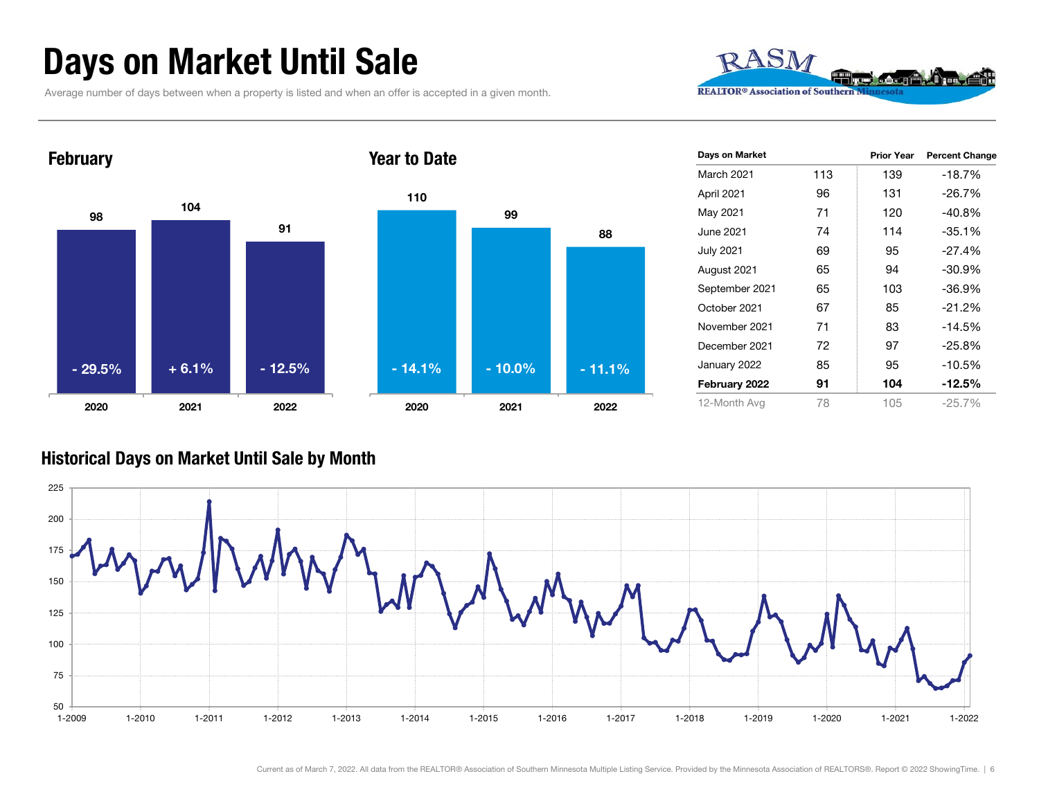# Days on Market Until Sale

Average number of days between when a property is listed and when an offer is accepted in a given month.

RASM REALTOR® Association of Southern Minnesota

## February

| Year | Days | Change |
|---|---|---|
| 2020 | 98 | - 29.5% |
| 2021 | 104 | + 6.1% |
| 2022 | 91 | - 12.5% |

## Year to Date

| Year | Days | Change |
|---|---|---|
| 2020 | 110 | - 14.1% |
| 2021 | 99 | - 10.0% |
| 2022 | 88 | - 11.1% |

| Days on Market | | Prior Year | Percent Change |
|---|---|---|---|
| March 2021 | 113 | 139 | -18.7% |
| April 2021 | 96 | 131 | -26.7% |
| May 2021 | 71 | 120 | -40.8% |
| June 2021 | 74 | 114 | -35.1% |
| July 2021 | 69 | 95 | -27.4% |
| August 2021 | 65 | 94 | -30.9% |
| September 2021 | 65 | 103 | -36.9% |
| October 2021 | 67 | 85 | -21.2% |
| November 2021 | 71 | 83 | -14.5% |
| December 2021 | 72 | 97 | -25.8% |
| January 2022 | 85 | 95 | -10.5% |
| **February 2022** | **91** | **104** | **-12.5%** |
| 12-Month Avg | 78 | 105 | -25.7% |

## Historical Days on Market Until Sale by Month

Current as of March 7, 2022. All data from the REALTOR® Association of Southern Minnesota Multiple Listing Service. Provided by the Minnesota Association of REALTORS®. Report © 2022 ShowingTime.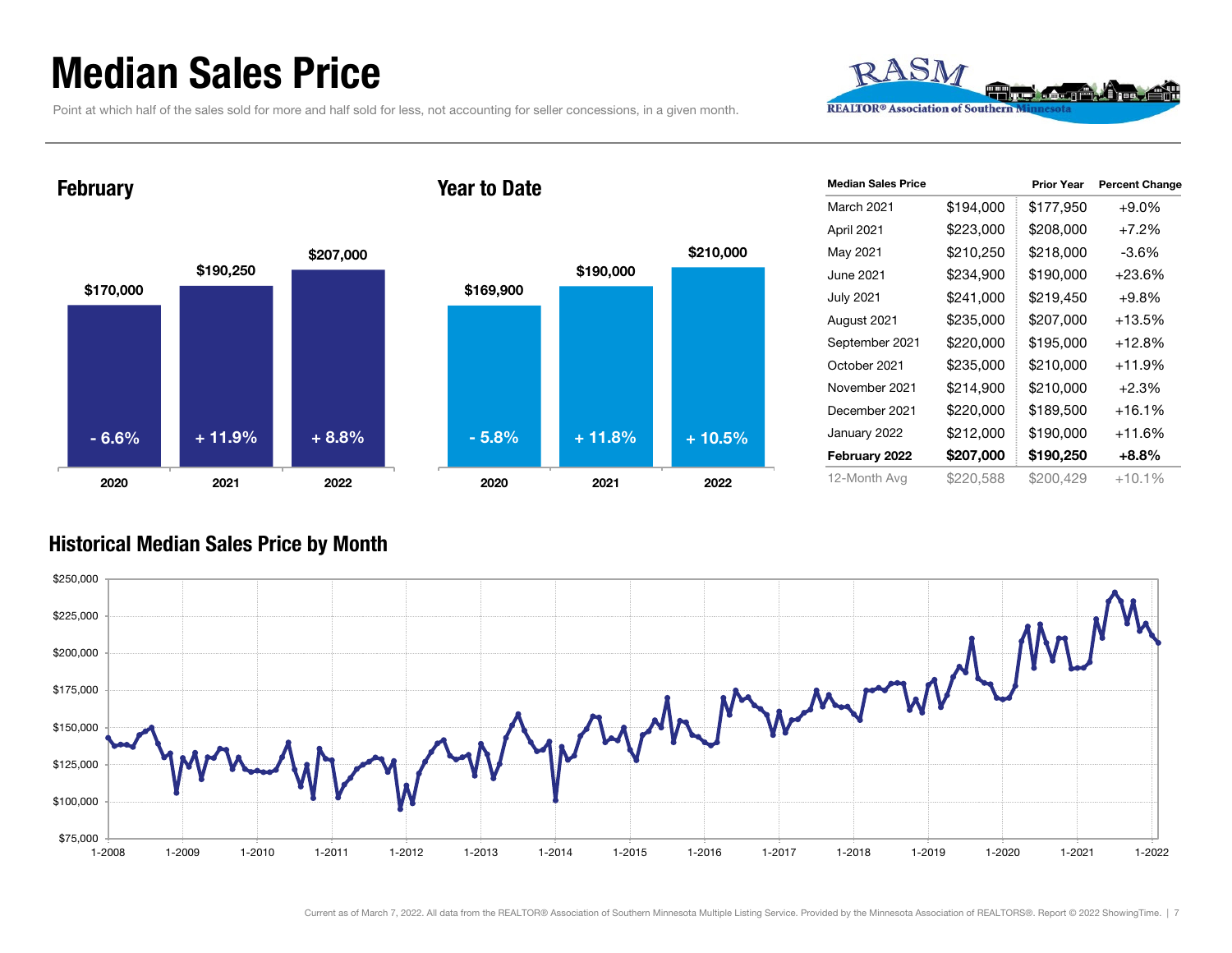# Median Sales Price

Point at which half of the sales sold for more and half sold for less, not accounting for seller concessions, in a given month.

## February

| | 2020 | 2021 | 2022 |
|---|---|---|---|
| Median Sales Price | $170,000 | $190,250 | $207,000 |
| Percent Change | - 6.6% | + 11.9% | + 8.8% |

## Year to Date

| | 2020 | 2021 | 2022 |
|---|---|---|---|
| Median Sales Price | $169,900 | $190,000 | $210,000 |
| Percent Change | - 5.8% | + 11.8% | + 10.5% |

| Median Sales Price | | Prior Year | Percent Change |
|---|---|---|---|
| March 2021 | $194,000 | $177,950 | +9.0% |
| April 2021 | $223,000 | $208,000 | +7.2% |
| May 2021 | $210,250 | $218,000 | -3.6% |
| June 2021 | $234,900 | $190,000 | +23.6% |
| July 2021 | $241,000 | $219,450 | +9.8% |
| August 2021 | $235,000 | $207,000 | +13.5% |
| September 2021 | $220,000 | $195,000 | +12.8% |
| October 2021 | $235,000 | $210,000 | +11.9% |
| November 2021 | $214,900 | $210,000 | +2.3% |
| December 2021 | $220,000 | $189,500 | +16.1% |
| January 2022 | $212,000 | $190,000 | +11.6% |
| **February 2022** | **$207,000** | **$190,250** | **+8.8%** |
| 12-Month Avg | $220,588 | $200,429 | +10.1% |

## Historical Median Sales Price by Month

Current as of March 7, 2022. All data from the REALTOR® Association of Southern Minnesota Multiple Listing Service. Provided by the Minnesota Association of REALTORS®. Report © 2022 ShowingTime.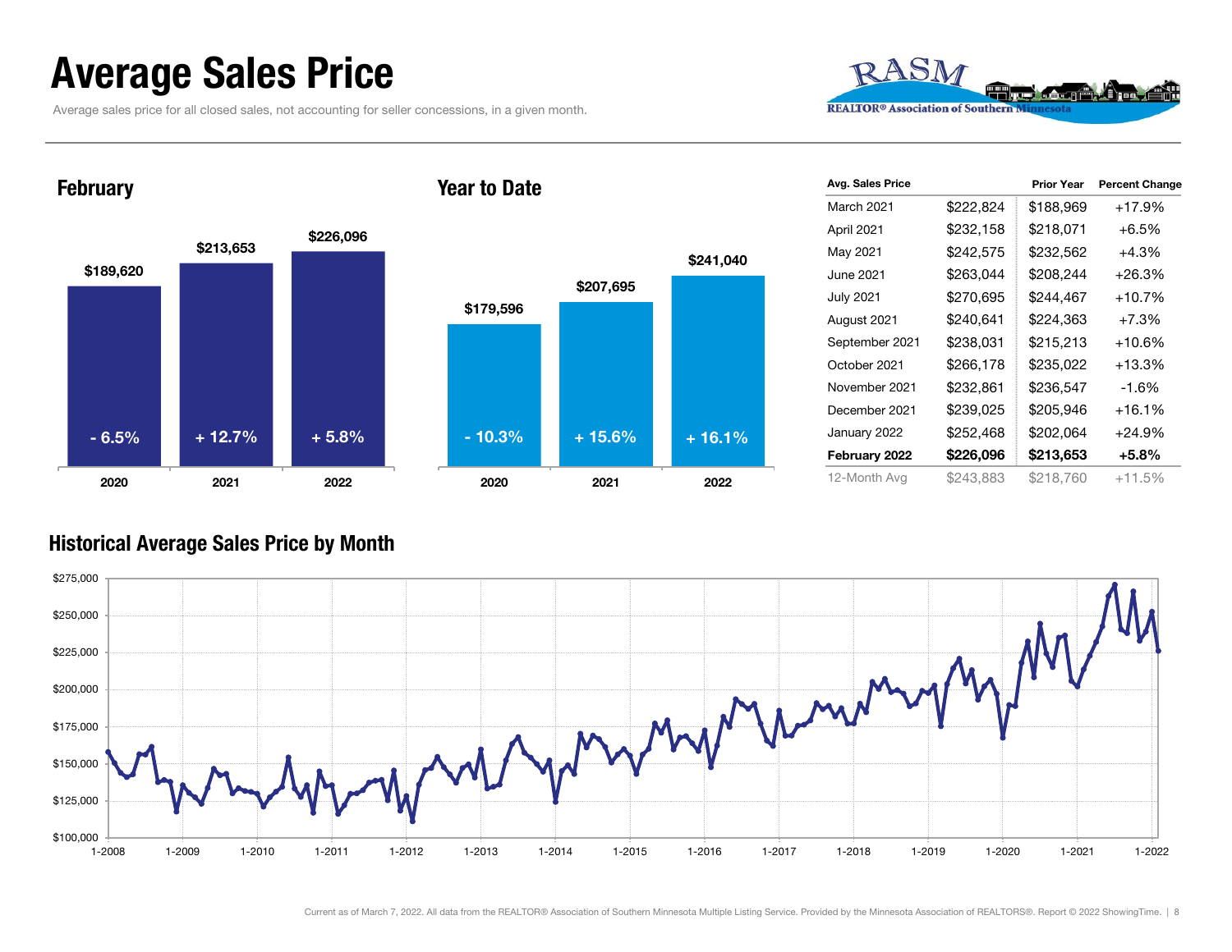# Average Sales Price

Average sales price for all closed sales, not accounting for seller concessions, in a given month.

## February

| Year | Average Sales Price | Percent Change |
|---|---|---|
| 2020 | $189,620 | - 6.5% |
| 2021 | $213,653 | + 12.7% |
| 2022 | $226,096 | + 5.8% |

## Year to Date

| Year | Average Sales Price | Percent Change |
|---|---|---|
| 2020 | $179,596 | - 10.3% |
| 2021 | $207,695 | + 15.6% |
| 2022 | $241,040 | + 16.1% |

| Avg. Sales Price | | Prior Year | Percent Change |
|---|---|---|---|
| March 2021 | $222,824 | $188,969 | +17.9% |
| April 2021 | $232,158 | $218,071 | +6.5% |
| May 2021 | $242,575 | $232,562 | +4.3% |
| June 2021 | $263,044 | $208,244 | +26.3% |
| July 2021 | $270,695 | $244,467 | +10.7% |
| August 2021 | $240,641 | $224,363 | +7.3% |
| September 2021 | $238,031 | $215,213 | +10.6% |
| October 2021 | $266,178 | $235,022 | +13.3% |
| November 2021 | $232,861 | $236,547 | -1.6% |
| December 2021 | $239,025 | $205,946 | +16.1% |
| January 2022 | $252,468 | $202,064 | +24.9% |
| **February 2022** | **$226,096** | **$213,653** | **+5.8%** |
| 12-Month Avg | $243,883 | $218,760 | +11.5% |

## Historical Average Sales Price by Month

Current as of March 7, 2022. All data from the REALTOR® Association of Southern Minnesota Multiple Listing Service. Provided by the Minnesota Association of REALTORS®. Report © 2022 ShowingTime.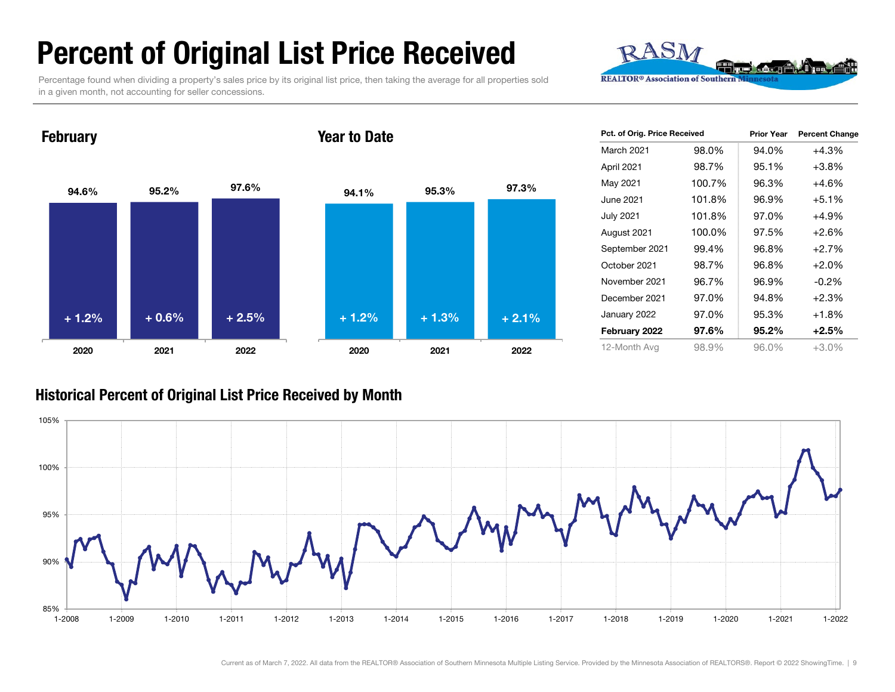# Percent of Original List Price Received

Percentage found when dividing a property's sales price by its original list price, then taking the average for all properties sold in a given month, not accounting for seller concessions.

RASM
REALTOR® Association of Southern Minnesota

## February

| | 2020 | 2021 | 2022 |
|---|---|---|---|
| Percent of Original List Price Received | 94.6% | 95.2% | 97.6% |
| Change | + 1.2% | + 0.6% | + 2.5% |

## Year to Date

| | 2020 | 2021 | 2022 |
|---|---|---|---|
| Percent of Original List Price Received | 94.1% | 95.3% | 97.3% |
| Change | + 1.2% | + 1.3% | + 2.1% |

| Pct. of Orig. Price Received | | Prior Year | Percent Change |
|---|---|---|---|
| March 2021 | 98.0% | 94.0% | +4.3% |
| April 2021 | 98.7% | 95.1% | +3.8% |
| May 2021 | 100.7% | 96.3% | +4.6% |
| June 2021 | 101.8% | 96.9% | +5.1% |
| July 2021 | 101.8% | 97.0% | +4.9% |
| August 2021 | 100.0% | 97.5% | +2.6% |
| September 2021 | 99.4% | 96.8% | +2.7% |
| October 2021 | 98.7% | 96.8% | +2.0% |
| November 2021 | 96.7% | 96.9% | -0.2% |
| December 2021 | 97.0% | 94.8% | +2.3% |
| January 2022 | 97.0% | 95.3% | +1.8% |
| **February 2022** | **97.6%** | **95.2%** | **+2.5%** |
| 12-Month Avg | 98.9% | 96.0% | +3.0% |

## Historical Percent of Original List Price Received by Month

Current as of March 7, 2022. All data from the REALTOR® Association of Southern Minnesota Multiple Listing Service. Provided by the Minnesota Association of REALTORS®. Report © 2022 ShowingTime.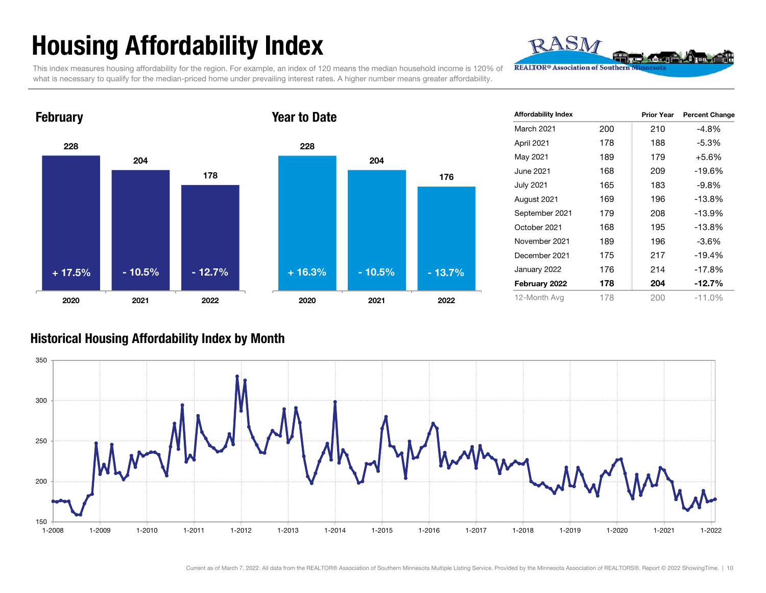# Housing Affordability Index

This index measures housing affordability for the region. For example, an index of 120 means the median household income is 120% of what is necessary to qualify for the median-priced home under prevailing interest rates. A higher number means greater affordability.

RASM
REALTOR® Association of Southern Minnesota

## February

| | 2020 | 2021 | 2022 |
|---|---|---|---|
| Index | 228 | 204 | 178 |
| Change | + 17.5% | - 10.5% | - 12.7% |

## Year to Date

| | 2020 | 2021 | 2022 |
|---|---|---|---|
| Index | 228 | 204 | 176 |
| Change | + 16.3% | - 10.5% | - 13.7% |

| Affordability Index | | Prior Year | Percent Change |
|---|---|---|---|
| March 2021 | 200 | 210 | -4.8% |
| April 2021 | 178 | 188 | -5.3% |
| May 2021 | 189 | 179 | +5.6% |
| June 2021 | 168 | 209 | -19.6% |
| July 2021 | 165 | 183 | -9.8% |
| August 2021 | 169 | 196 | -13.8% |
| September 2021 | 179 | 208 | -13.9% |
| October 2021 | 168 | 195 | -13.8% |
| November 2021 | 189 | 196 | -3.6% |
| December 2021 | 175 | 217 | -19.4% |
| January 2022 | 176 | 214 | -17.8% |
| **February 2022** | **178** | **204** | **-12.7%** |
| 12-Month Avg | 178 | 200 | -11.0% |

## Historical Housing Affordability Index by Month

Current as of March 7, 2022. All data from the REALTOR® Association of Southern Minnesota Multiple Listing Service. Provided by the Minnesota Association of REALTORS®. Report © 2022 ShowingTime.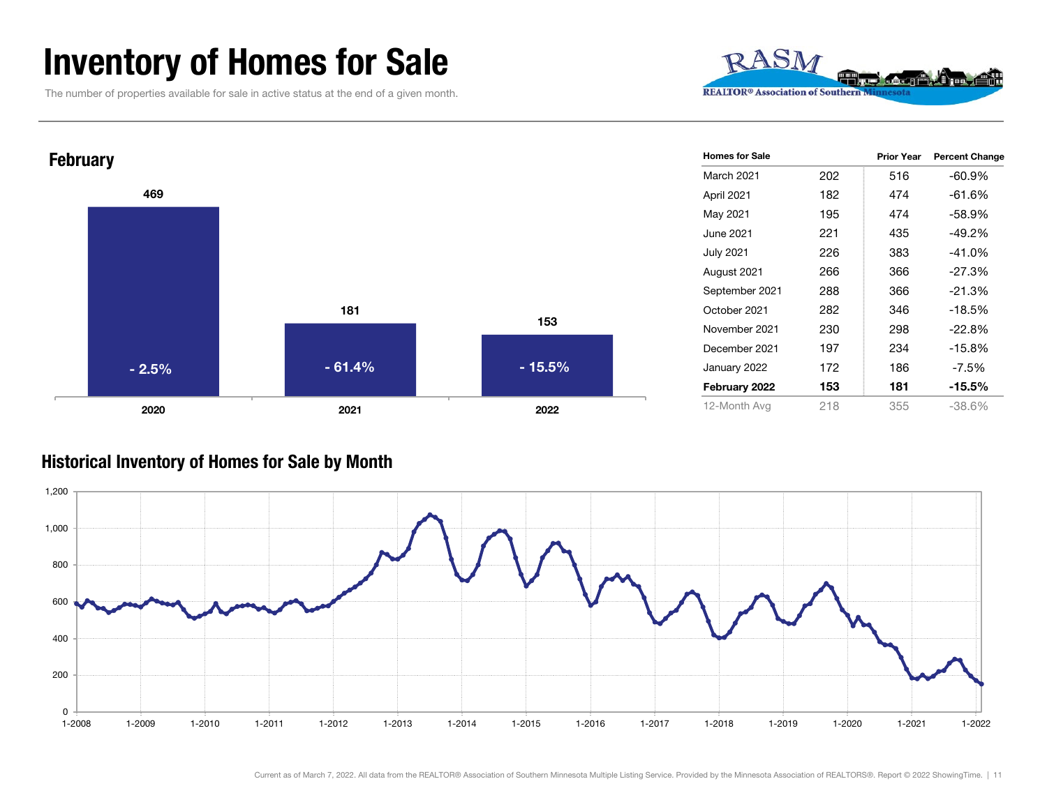# Inventory of Homes for Sale

The number of properties available for sale in active status at the end of a given month.

## February

| Year | Homes for Sale | Percent Change |
| --- | --- | --- |
| 2020 | 469 | - 2.5% |
| 2021 | 181 | - 61.4% |
| 2022 | 153 | - 15.5% |

| Homes for Sale | | Prior Year | Percent Change |
| --- | --- | --- | --- |
| March 2021 | 202 | 516 | -60.9% |
| April 2021 | 182 | 474 | -61.6% |
| May 2021 | 195 | 474 | -58.9% |
| June 2021 | 221 | 435 | -49.2% |
| July 2021 | 226 | 383 | -41.0% |
| August 2021 | 266 | 366 | -27.3% |
| September 2021 | 288 | 366 | -21.3% |
| October 2021 | 282 | 346 | -18.5% |
| November 2021 | 230 | 298 | -22.8% |
| December 2021 | 197 | 234 | -15.8% |
| January 2022 | 172 | 186 | -7.5% |
| **February 2022** | **153** | **181** | **-15.5%** |
| 12-Month Avg | 218 | 355 | -38.6% |

## Historical Inventory of Homes for Sale by Month

Current as of March 7, 2022. All data from the REALTOR® Association of Southern Minnesota Multiple Listing Service. Provided by the Minnesota Association of REALTORS®. Report © 2022 ShowingTime.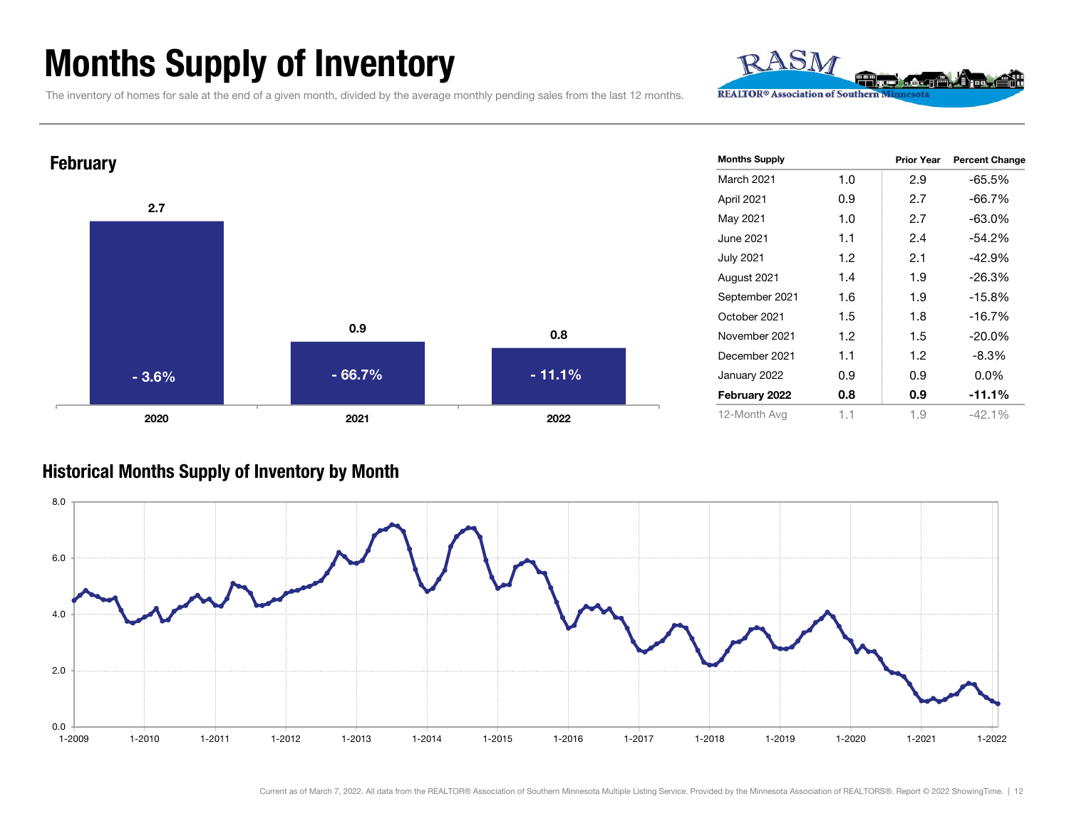# Months Supply of Inventory

The inventory of homes for sale at the end of a given month, divided by the average monthly pending sales from the last 12 months.

## February

| Year | Months Supply | Percent Change |
| --- | --- | --- |
| 2020 | 2.7 | - 3.6% |
| 2021 | 0.9 | - 66.7% |
| 2022 | 0.8 | - 11.1% |

| Months Supply | | Prior Year | Percent Change |
| --- | --- | --- | --- |
| March 2021 | 1.0 | 2.9 | -65.5% |
| April 2021 | 0.9 | 2.7 | -66.7% |
| May 2021 | 1.0 | 2.7 | -63.0% |
| June 2021 | 1.1 | 2.4 | -54.2% |
| July 2021 | 1.2 | 2.1 | -42.9% |
| August 2021 | 1.4 | 1.9 | -26.3% |
| September 2021 | 1.6 | 1.9 | -15.8% |
| October 2021 | 1.5 | 1.8 | -16.7% |
| November 2021 | 1.2 | 1.5 | -20.0% |
| December 2021 | 1.1 | 1.2 | -8.3% |
| January 2022 | 0.9 | 0.9 | 0.0% |
| **February 2022** | **0.8** | **0.9** | **-11.1%** |
| 12-Month Avg | 1.1 | 1.9 | -42.1% |

## Historical Months Supply of Inventory by Month

Current as of March 7, 2022. All data from the REALTOR® Association of Southern Minnesota Multiple Listing Service. Provided by the Minnesota Association of REALTORS®. Report © 2022 ShowingTime.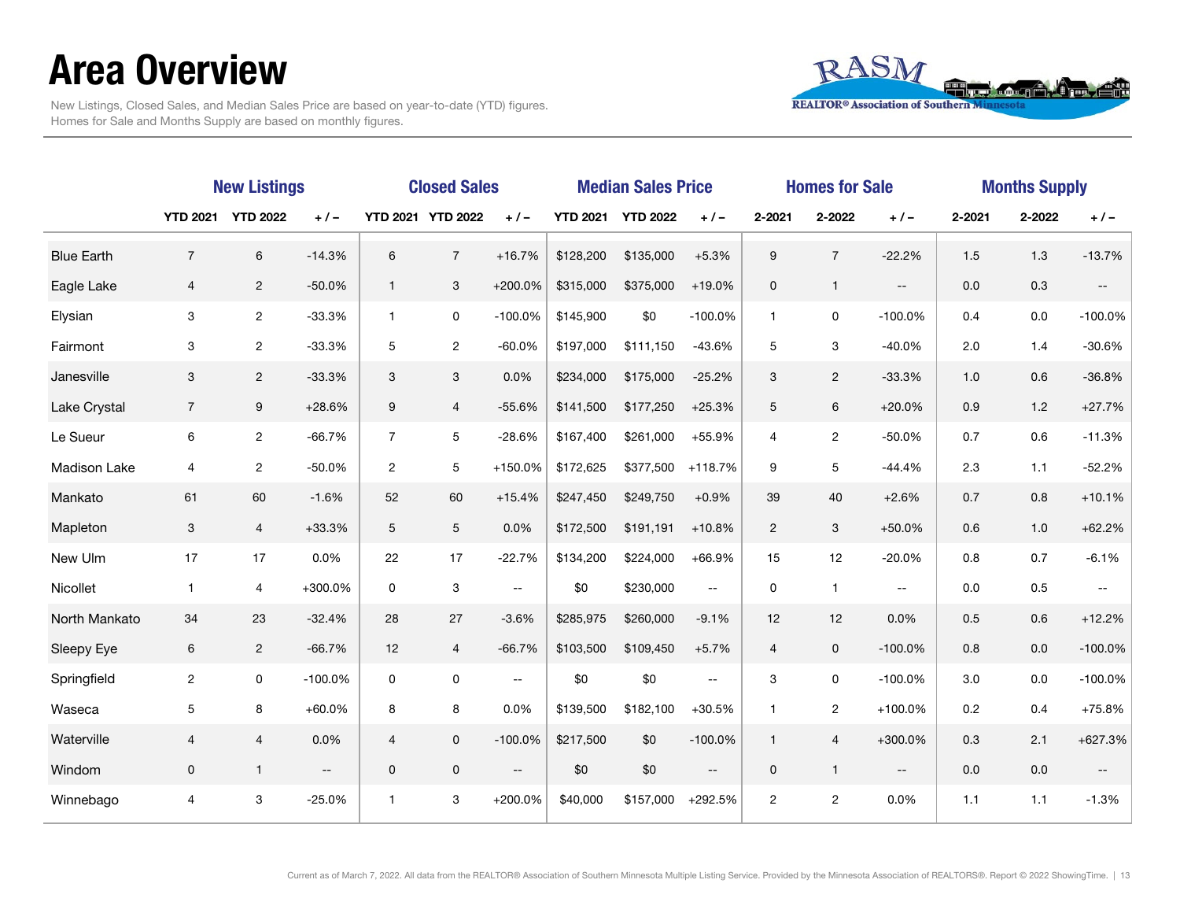# Area Overview

New Listings, Closed Sales, and Median Sales Price are based on year-to-date (YTD) figures.
Homes for Sale and Months Supply are based on monthly figures.

| | New Listings | | | Closed Sales | | | Median Sales Price | | | Homes for Sale | | | Months Supply | | |
|---|---|---|---|---|---|---|---|---|---|---|---|---|---|---|---|
| | YTD 2021 | YTD 2022 | + / – | YTD 2021 | YTD 2022 | + / – | YTD 2021 | YTD 2022 | + / – | 2-2021 | 2-2022 | + / – | 2-2021 | 2-2022 | + / – |
| Blue Earth | 7 | 6 | -14.3% | 6 | 7 | +16.7% | $128,200 | $135,000 | +5.3% | 9 | 7 | -22.2% | 1.5 | 1.3 | -13.7% |
| Eagle Lake | 4 | 2 | -50.0% | 1 | 3 | +200.0% | $315,000 | $375,000 | +19.0% | 0 | 1 | -- | 0.0 | 0.3 | -- |
| Elysian | 3 | 2 | -33.3% | 1 | 0 | -100.0% | $145,900 | $0 | -100.0% | 1 | 0 | -100.0% | 0.4 | 0.0 | -100.0% |
| Fairmont | 3 | 2 | -33.3% | 5 | 2 | -60.0% | $197,000 | $111,150 | -43.6% | 5 | 3 | -40.0% | 2.0 | 1.4 | -30.6% |
| Janesville | 3 | 2 | -33.3% | 3 | 3 | 0.0% | $234,000 | $175,000 | -25.2% | 3 | 2 | -33.3% | 1.0 | 0.6 | -36.8% |
| Lake Crystal | 7 | 9 | +28.6% | 9 | 4 | -55.6% | $141,500 | $177,250 | +25.3% | 5 | 6 | +20.0% | 0.9 | 1.2 | +27.7% |
| Le Sueur | 6 | 2 | -66.7% | 7 | 5 | -28.6% | $167,400 | $261,000 | +55.9% | 4 | 2 | -50.0% | 0.7 | 0.6 | -11.3% |
| Madison Lake | 4 | 2 | -50.0% | 2 | 5 | +150.0% | $172,625 | $377,500 | +118.7% | 9 | 5 | -44.4% | 2.3 | 1.1 | -52.2% |
| Mankato | 61 | 60 | -1.6% | 52 | 60 | +15.4% | $247,450 | $249,750 | +0.9% | 39 | 40 | +2.6% | 0.7 | 0.8 | +10.1% |
| Mapleton | 3 | 4 | +33.3% | 5 | 5 | 0.0% | $172,500 | $191,191 | +10.8% | 2 | 3 | +50.0% | 0.6 | 1.0 | +62.2% |
| New Ulm | 17 | 17 | 0.0% | 22 | 17 | -22.7% | $134,200 | $224,000 | +66.9% | 15 | 12 | -20.0% | 0.8 | 0.7 | -6.1% |
| Nicollet | 1 | 4 | +300.0% | 0 | 3 | -- | $0 | $230,000 | -- | 0 | 1 | -- | 0.0 | 0.5 | -- |
| North Mankato | 34 | 23 | -32.4% | 28 | 27 | -3.6% | $285,975 | $260,000 | -9.1% | 12 | 12 | 0.0% | 0.5 | 0.6 | +12.2% |
| Sleepy Eye | 6 | 2 | -66.7% | 12 | 4 | -66.7% | $103,500 | $109,450 | +5.7% | 4 | 0 | -100.0% | 0.8 | 0.0 | -100.0% |
| Springfield | 2 | 0 | -100.0% | 0 | 0 | -- | $0 | $0 | -- | 3 | 0 | -100.0% | 3.0 | 0.0 | -100.0% |
| Waseca | 5 | 8 | +60.0% | 8 | 8 | 0.0% | $139,500 | $182,100 | +30.5% | 1 | 2 | +100.0% | 0.2 | 0.4 | +75.8% |
| Waterville | 4 | 4 | 0.0% | 4 | 0 | -100.0% | $217,500 | $0 | -100.0% | 1 | 4 | +300.0% | 0.3 | 2.1 | +627.3% |
| Windom | 0 | 1 | -- | 0 | 0 | -- | $0 | $0 | -- | 0 | 1 | -- | 0.0 | 0.0 | -- |
| Winnebago | 4 | 3 | -25.0% | 1 | 3 | +200.0% | $40,000 | $157,000 | +292.5% | 2 | 2 | 0.0% | 1.1 | 1.1 | -1.3% |

Current as of March 7, 2022. All data from the REALTOR® Association of Southern Minnesota Multiple Listing Service. Provided by the Minnesota Association of REALTORS®. Report © 2022 ShowingTime.